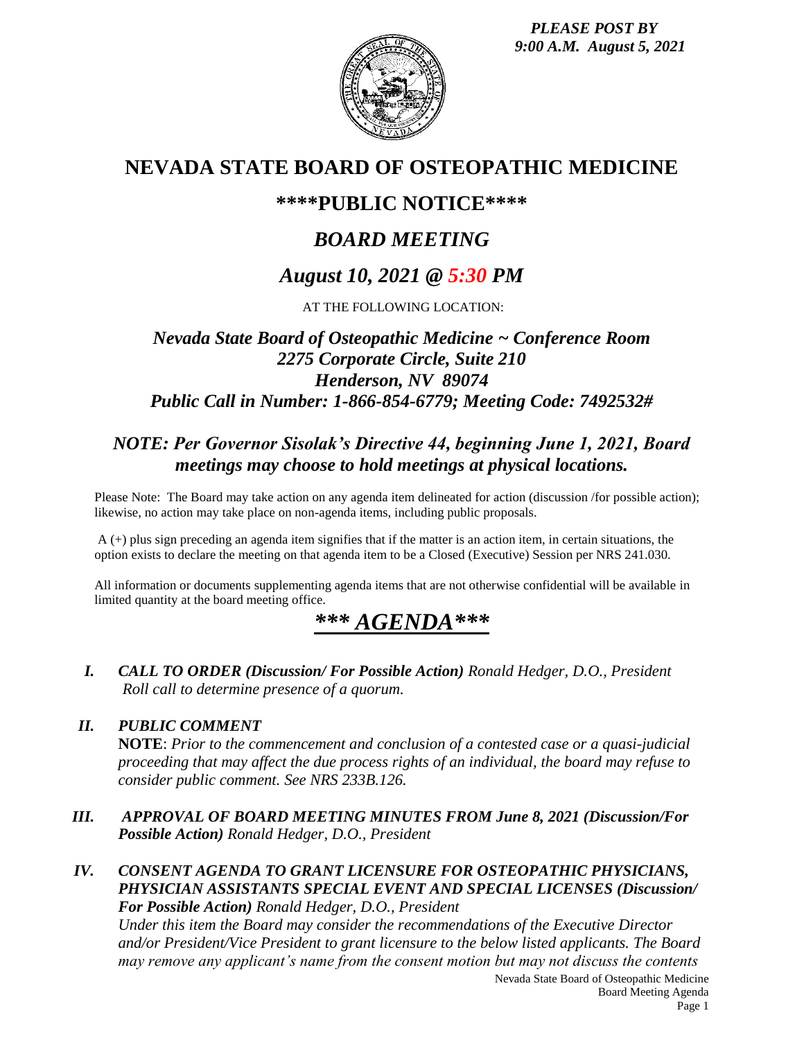*PLEASE POST BY*
*9:00 A.M. August 5, 2021*

# NEVADA STATE BOARD OF OSTEOPATHIC MEDICINE

## \*\*\*\*PUBLIC NOTICE\*\*\*\*

## *BOARD MEETING*

## *August 10, 2021 @ 5:30 PM*

AT THE FOLLOWING LOCATION:

### *Nevada State Board of Osteopathic Medicine ~ Conference Room*
### *2275 Corporate Circle, Suite 210*
### *Henderson, NV 89074*
### *Public Call in Number: 1-866-854-6779; Meeting Code: 7492532#*

### *NOTE: Per Governor Sisolak's Directive 44, beginning June 1, 2021, Board meetings may choose to hold meetings at physical locations.*

Please Note: The Board may take action on any agenda item delineated for action (discussion /for possible action); likewise, no action may take place on non-agenda items, including public proposals.

A (+) plus sign preceding an agenda item signifies that if the matter is an action item, in certain situations, the option exists to declare the meeting on that agenda item to be a Closed (Executive) Session per NRS 241.030.

All information or documents supplementing agenda items that are not otherwise confidential will be available in limited quantity at the board meeting office.

## *\*\*\* AGENDA\*\*\**

**I.** ***CALL TO ORDER (Discussion/ For Possible Action)*** *Ronald Hedger, D.O., President*
*Roll call to determine presence of a quorum.*

**II.** ***PUBLIC COMMENT***
**NOTE**: *Prior to the commencement and conclusion of a contested case or a quasi-judicial proceeding that may affect the due process rights of an individual, the board may refuse to consider public comment. See NRS 233B.126.*

**III.** ***APPROVAL OF BOARD MEETING MINUTES FROM June 8, 2021 (Discussion/For Possible Action)*** *Ronald Hedger, D.O., President*

**IV.** ***CONSENT AGENDA TO GRANT LICENSURE FOR OSTEOPATHIC PHYSICIANS, PHYSICIAN ASSISTANTS SPECIAL EVENT AND SPECIAL LICENSES (Discussion/ For Possible Action)*** *Ronald Hedger, D.O., President*
*Under this item the Board may consider the recommendations of the Executive Director and/or President/Vice President to grant licensure to the below listed applicants. The Board may remove any applicant's name from the consent motion but may not discuss the contents*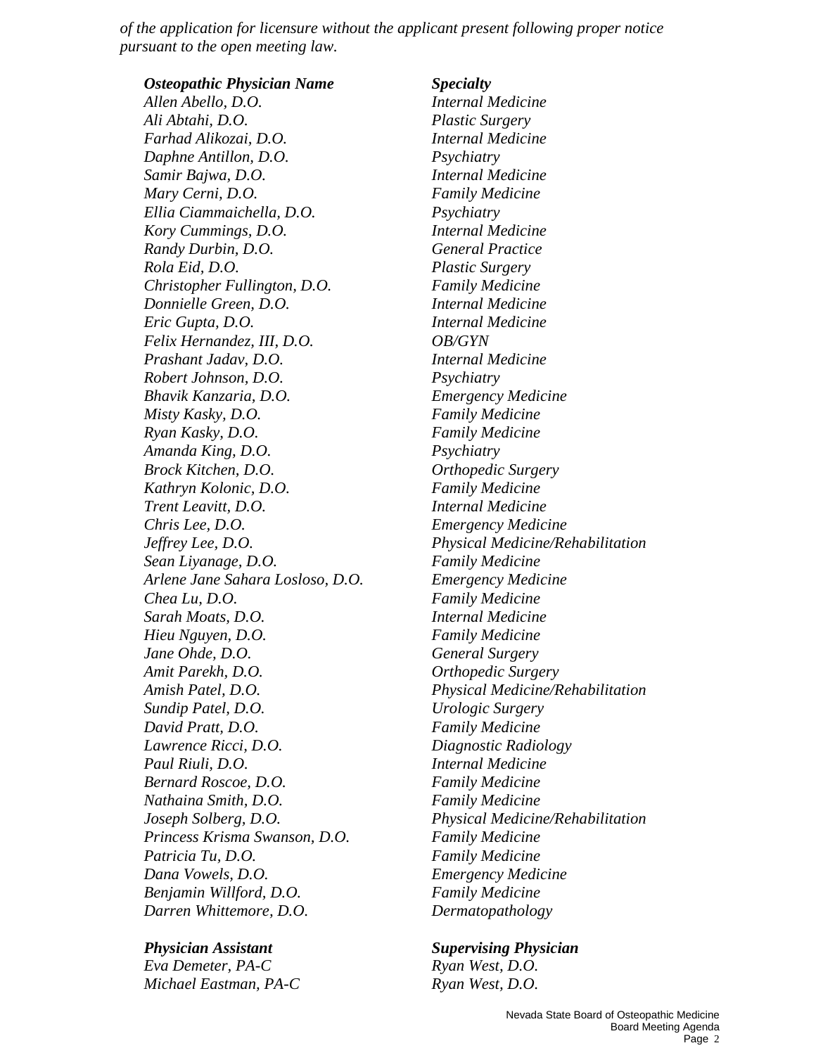*of the application for licensure without the applicant present following proper notice pursuant to the open meeting law.*

| *Osteopathic Physician Name* | *Specialty* |
|---|---|
| *Allen Abello, D.O.* | *Internal Medicine* |
| *Ali Abtahi, D.O.* | *Plastic Surgery* |
| *Farhad Alikozai, D.O.* | *Internal Medicine* |
| *Daphne Antillon, D.O.* | *Psychiatry* |
| *Samir Bajwa, D.O.* | *Internal Medicine* |
| *Mary Cerni, D.O.* | *Family Medicine* |
| *Ellia Ciammaichella, D.O.* | *Psychiatry* |
| *Kory Cummings, D.O.* | *Internal Medicine* |
| *Randy Durbin, D.O.* | *General Practice* |
| *Rola Eid, D.O.* | *Plastic Surgery* |
| *Christopher Fullington, D.O.* | *Family Medicine* |
| *Donnielle Green, D.O.* | *Internal Medicine* |
| *Eric Gupta, D.O.* | *Internal Medicine* |
| *Felix Hernandez, III, D.O.* | *OB/GYN* |
| *Prashant Jadav, D.O.* | *Internal Medicine* |
| *Robert Johnson, D.O.* | *Psychiatry* |
| *Bhavik Kanzaria, D.O.* | *Emergency Medicine* |
| *Misty Kasky, D.O.* | *Family Medicine* |
| *Ryan Kasky, D.O.* | *Family Medicine* |
| *Amanda King, D.O.* | *Psychiatry* |
| *Brock Kitchen, D.O.* | *Orthopedic Surgery* |
| *Kathryn Kolonic, D.O.* | *Family Medicine* |
| *Trent Leavitt, D.O.* | *Internal Medicine* |
| *Chris Lee, D.O.* | *Emergency Medicine* |
| *Jeffrey Lee, D.O.* | *Physical Medicine/Rehabilitation* |
| *Sean Liyanage, D.O.* | *Family Medicine* |
| *Arlene Jane Sahara Losloso, D.O.* | *Emergency Medicine* |
| *Chea Lu, D.O.* | *Family Medicine* |
| *Sarah Moats, D.O.* | *Internal Medicine* |
| *Hieu Nguyen, D.O.* | *Family Medicine* |
| *Jane Ohde, D.O.* | *General Surgery* |
| *Amit Parekh, D.O.* | *Orthopedic Surgery* |
| *Amish Patel, D.O.* | *Physical Medicine/Rehabilitation* |
| *Sundip Patel, D.O.* | *Urologic Surgery* |
| *David Pratt, D.O.* | *Family Medicine* |
| *Lawrence Ricci, D.O.* | *Diagnostic Radiology* |
| *Paul Riuli, D.O.* | *Internal Medicine* |
| *Bernard Roscoe, D.O.* | *Family Medicine* |
| *Nathaina Smith, D.O.* | *Family Medicine* |
| *Joseph Solberg, D.O.* | *Physical Medicine/Rehabilitation* |
| *Princess Krisma Swanson, D.O.* | *Family Medicine* |
| *Patricia Tu, D.O.* | *Family Medicine* |
| *Dana Vowels, D.O.* | *Emergency Medicine* |
| *Benjamin Willford, D.O.* | *Family Medicine* |
| *Darren Whittemore, D.O.* | *Dermatopathology* |

| *Physician Assistant* | *Supervising Physician* |
|---|---|
| *Eva Demeter, PA-C* | *Ryan West, D.O.* |
| *Michael Eastman, PA-C* | *Ryan West, D.O.* |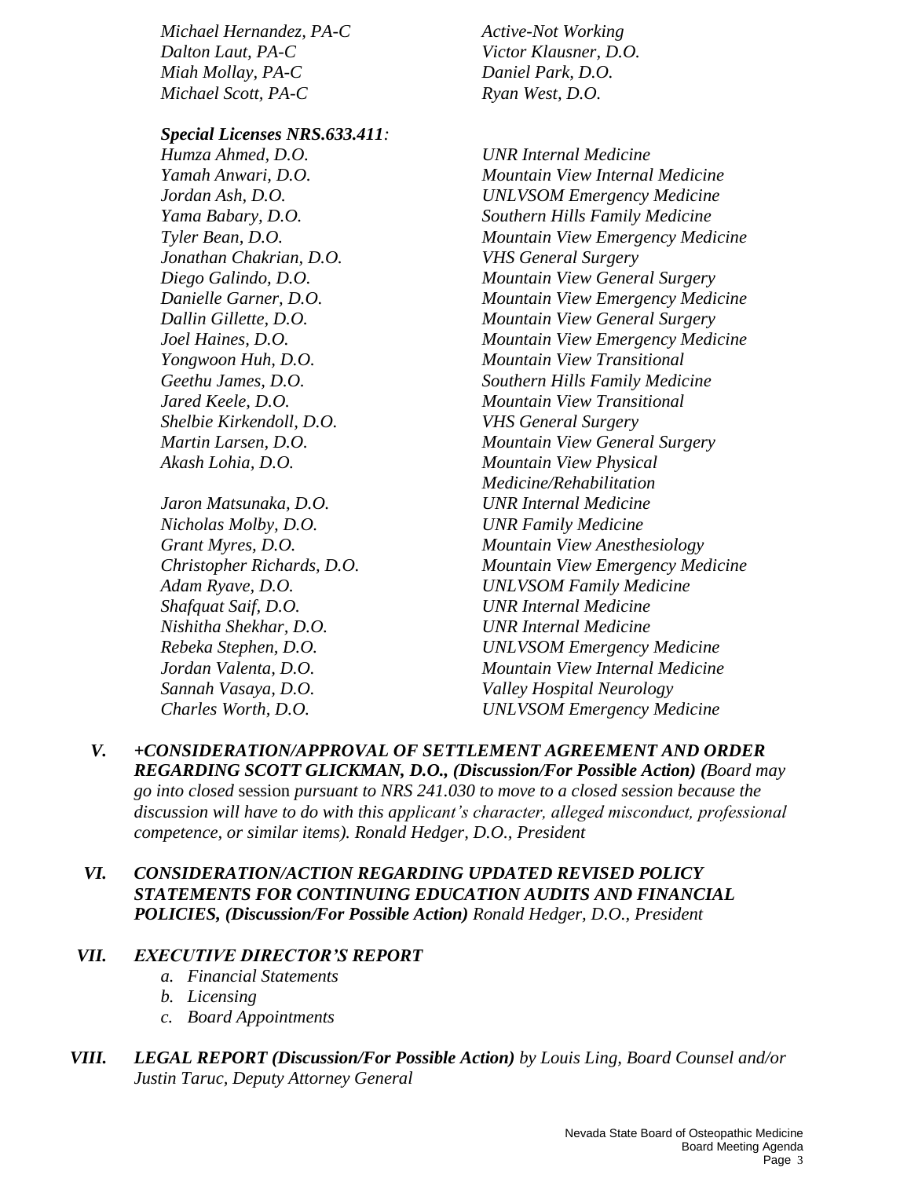*Michael Hernandez, PA-C*
*Dalton Laut, PA-C*
*Miah Mollay, PA-C*
*Michael Scott, PA-C*

*Active-Not Working*
*Victor Klausner, D.O.*
*Daniel Park, D.O.*
*Ryan West, D.O.*

***Special Licenses NRS.633.411:***

| | |
|---|---|
| *Humza Ahmed, D.O.* | *UNR Internal Medicine* |
| *Yamah Anwari, D.O.* | *Mountain View Internal Medicine* |
| *Jordan Ash, D.O.* | *UNLVSOM Emergency Medicine* |
| *Yama Babary, D.O.* | *Southern Hills Family Medicine* |
| *Tyler Bean, D.O.* | *Mountain View Emergency Medicine* |
| *Jonathan Chakrian, D.O.* | *VHS General Surgery* |
| *Diego Galindo, D.O.* | *Mountain View General Surgery* |
| *Danielle Garner, D.O.* | *Mountain View Emergency Medicine* |
| *Dallin Gillette, D.O.* | *Mountain View General Surgery* |
| *Joel Haines, D.O.* | *Mountain View Emergency Medicine* |
| *Yongwoon Huh, D.O.* | *Mountain View Transitional* |
| *Geethu James, D.O.* | *Southern Hills Family Medicine* |
| *Jared Keele, D.O.* | *Mountain View Transitional* |
| *Shelbie Kirkendoll, D.O.* | *VHS General Surgery* |
| *Martin Larsen, D.O.* | *Mountain View General Surgery* |
| *Akash Lohia, D.O.* | *Mountain View Physical Medicine/Rehabilitation* |
| *Jaron Matsunaka, D.O.* | *UNR Internal Medicine* |
| *Nicholas Molby, D.O.* | *UNR Family Medicine* |
| *Grant Myres, D.O.* | *Mountain View Anesthesiology* |
| *Christopher Richards, D.O.* | *Mountain View Emergency Medicine* |
| *Adam Ryave, D.O.* | *UNLVSOM Family Medicine* |
| *Shafquat Saif, D.O.* | *UNR Internal Medicine* |
| *Nishitha Shekhar, D.O.* | *UNR Internal Medicine* |
| *Rebeka Stephen, D.O.* | *UNLVSOM Emergency Medicine* |
| *Jordan Valenta, D.O.* | *Mountain View Internal Medicine* |
| *Sannah Vasaya, D.O.* | *Valley Hospital Neurology* |
| *Charles Worth, D.O.* | *UNLVSOM Emergency Medicine* |

**V.** ***+CONSIDERATION/APPROVAL OF SETTLEMENT AGREEMENT AND ORDER REGARDING SCOTT GLICKMAN, D.O., (Discussion/For Possible Action) (****Board may go into closed* session *pursuant to NRS 241.030 to move to a closed session because the discussion will have to do with this applicant's character, alleged misconduct, professional competence, or similar items). Ronald Hedger, D.O., President*

**VI.** ***CONSIDERATION/ACTION REGARDING UPDATED REVISED POLICY STATEMENTS FOR CONTINUING EDUCATION AUDITS AND FINANCIAL POLICIES, (Discussion/For Possible Action)*** *Ronald Hedger, D.O., President*

**VII.** ***EXECUTIVE DIRECTOR'S REPORT***

*a. Financial Statements*
*b. Licensing*
*c. Board Appointments*

**VIII.** ***LEGAL REPORT (Discussion/For Possible Action)*** *by Louis Ling, Board Counsel and/or Justin Taruc, Deputy Attorney General*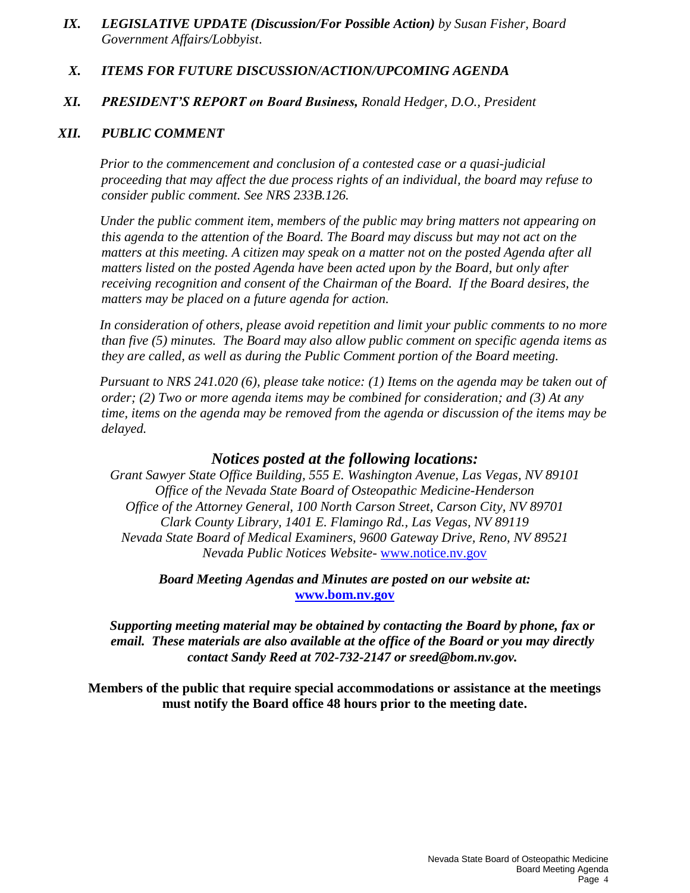***IX. LEGISLATIVE UPDATE (Discussion/For Possible Action)*** *by Susan Fisher, Board Government Affairs/Lobbyist*.

***X. ITEMS FOR FUTURE DISCUSSION/ACTION/UPCOMING AGENDA***

***XI. PRESIDENT'S REPORT on Board Business,*** *Ronald Hedger, D.O., President*

***XII. PUBLIC COMMENT***

*Prior to the commencement and conclusion of a contested case or a quasi-judicial proceeding that may affect the due process rights of an individual, the board may refuse to consider public comment. See NRS 233B.126.*

*Under the public comment item, members of the public may bring matters not appearing on this agenda to the attention of the Board. The Board may discuss but may not act on the matters at this meeting. A citizen may speak on a matter not on the posted Agenda after all matters listed on the posted Agenda have been acted upon by the Board, but only after receiving recognition and consent of the Chairman of the Board. If the Board desires, the matters may be placed on a future agenda for action.*

*In consideration of others, please avoid repetition and limit your public comments to no more than five (5) minutes. The Board may also allow public comment on specific agenda items as they are called, as well as during the Public Comment portion of the Board meeting.*

*Pursuant to NRS 241.020 (6), please take notice: (1) Items on the agenda may be taken out of order; (2) Two or more agenda items may be combined for consideration; and (3) At any time, items on the agenda may be removed from the agenda or discussion of the items may be delayed.*

## *Notices posted at the following locations:*

*Grant Sawyer State Office Building, 555 E. Washington Avenue, Las Vegas, NV 89101*
*Office of the Nevada State Board of Osteopathic Medicine-Henderson*
*Office of the Attorney General, 100 North Carson Street, Carson City, NV 89701*
*Clark County Library, 1401 E. Flamingo Rd., Las Vegas, NV 89119*
*Nevada State Board of Medical Examiners, 9600 Gateway Drive, Reno, NV 89521*
*Nevada Public Notices Website-* www.notice.nv.gov

***Board Meeting Agendas and Minutes are posted on our website at:***
**www.bom.nv.gov**

***Supporting meeting material may be obtained by contacting the Board by phone, fax or email. These materials are also available at the office of the Board or you may directly contact Sandy Reed at 702-732-2147 or sreed@bom.nv.gov.***

**Members of the public that require special accommodations or assistance at the meetings must notify the Board office 48 hours prior to the meeting date.**